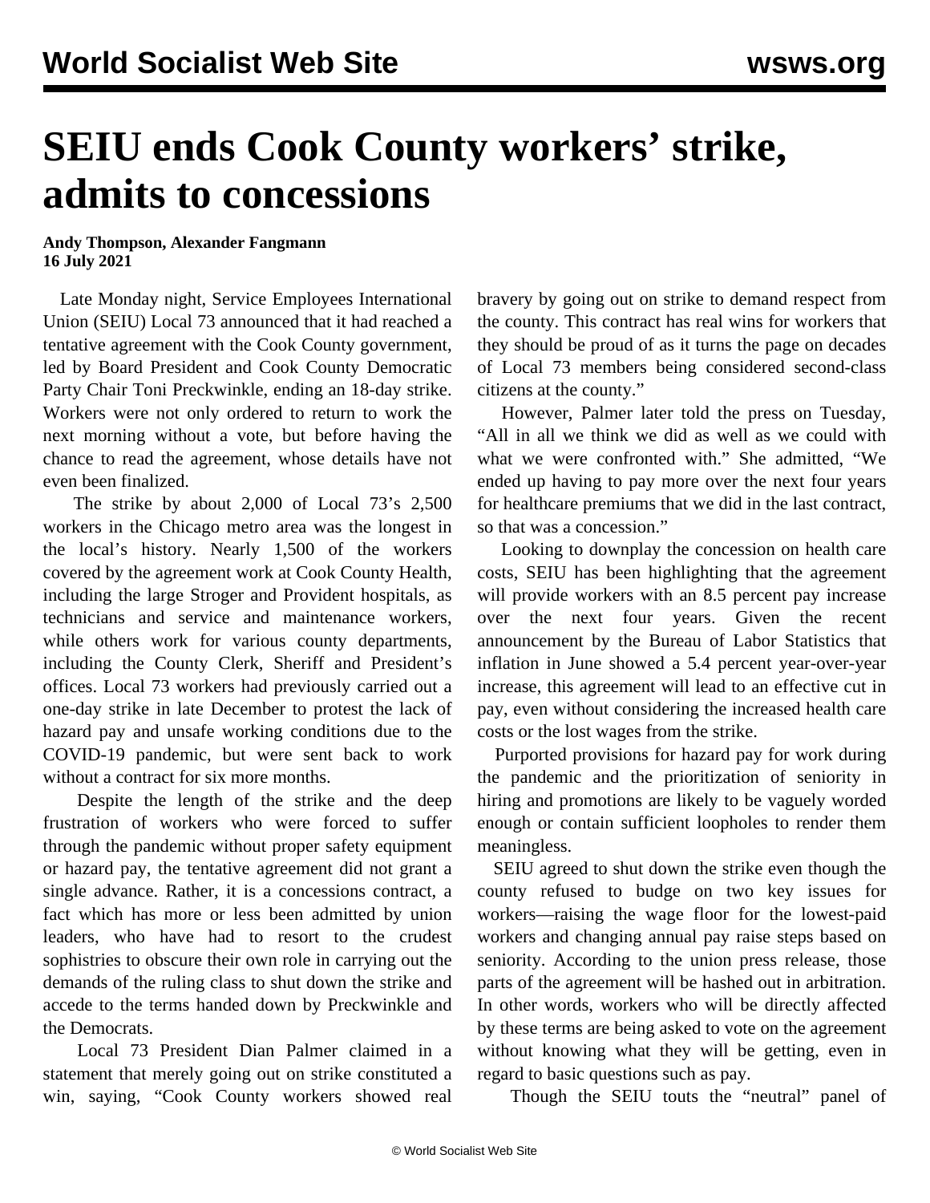# SEIU ends Cook County workers' strike, admits to concessions

**Andy Thompson, Alexander Fangmann**
**16 July 2021**

Late Monday night, Service Employees International Union (SEIU) Local 73 announced that it had reached a tentative agreement with the Cook County government, led by Board President and Cook County Democratic Party Chair Toni Preckwinkle, ending an 18-day strike. Workers were not only ordered to return to work the next morning without a vote, but before having the chance to read the agreement, whose details have not even been finalized.

The strike by about 2,000 of Local 73's 2,500 workers in the Chicago metro area was the longest in the local's history. Nearly 1,500 of the workers covered by the agreement work at Cook County Health, including the large Stroger and Provident hospitals, as technicians and service and maintenance workers, while others work for various county departments, including the County Clerk, Sheriff and President's offices. Local 73 workers had previously carried out a one-day strike in late December to protest the lack of hazard pay and unsafe working conditions due to the COVID-19 pandemic, but were sent back to work without a contract for six more months.

Despite the length of the strike and the deep frustration of workers who were forced to suffer through the pandemic without proper safety equipment or hazard pay, the tentative agreement did not grant a single advance. Rather, it is a concessions contract, a fact which has more or less been admitted by union leaders, who have had to resort to the crudest sophistries to obscure their own role in carrying out the demands of the ruling class to shut down the strike and accede to the terms handed down by Preckwinkle and the Democrats.

Local 73 President Dian Palmer claimed in a statement that merely going out on strike constituted a win, saying, "Cook County workers showed real bravery by going out on strike to demand respect from the county. This contract has real wins for workers that they should be proud of as it turns the page on decades of Local 73 members being considered second-class citizens at the county."

However, Palmer later told the press on Tuesday, "All in all we think we did as well as we could with what we were confronted with." She admitted, "We ended up having to pay more over the next four years for healthcare premiums that we did in the last contract, so that was a concession."

Looking to downplay the concession on health care costs, SEIU has been highlighting that the agreement will provide workers with an 8.5 percent pay increase over the next four years. Given the recent announcement by the Bureau of Labor Statistics that inflation in June showed a 5.4 percent year-over-year increase, this agreement will lead to an effective cut in pay, even without considering the increased health care costs or the lost wages from the strike.

Purported provisions for hazard pay for work during the pandemic and the prioritization of seniority in hiring and promotions are likely to be vaguely worded enough or contain sufficient loopholes to render them meaningless.

SEIU agreed to shut down the strike even though the county refused to budge on two key issues for workers—raising the wage floor for the lowest-paid workers and changing annual pay raise steps based on seniority. According to the union press release, those parts of the agreement will be hashed out in arbitration. In other words, workers who will be directly affected by these terms are being asked to vote on the agreement without knowing what they will be getting, even in regard to basic questions such as pay.

Though the SEIU touts the "neutral" panel of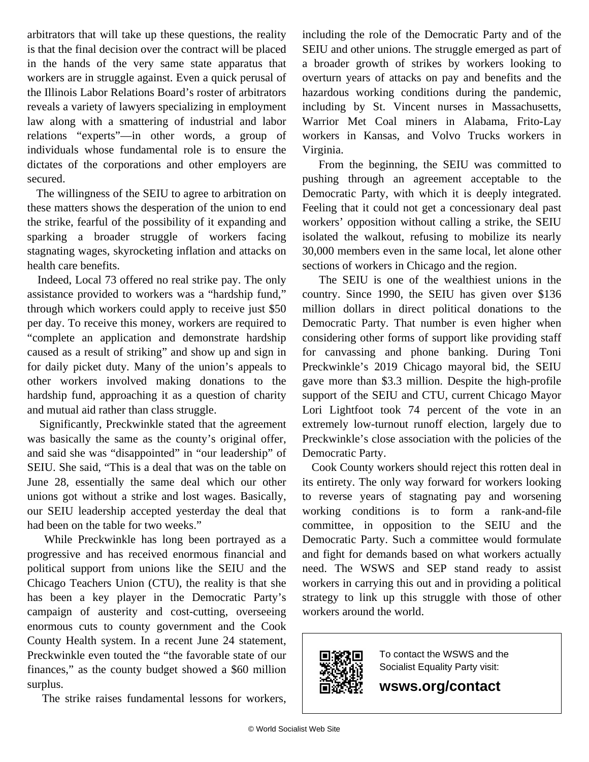arbitrators that will take up these questions, the reality is that the final decision over the contract will be placed in the hands of the very same state apparatus that workers are in struggle against. Even a quick perusal of the Illinois Labor Relations Board's roster of arbitrators reveals a variety of lawyers specializing in employment law along with a smattering of industrial and labor relations "experts"—in other words, a group of individuals whose fundamental role is to ensure the dictates of the corporations and other employers are secured.

The willingness of the SEIU to agree to arbitration on these matters shows the desperation of the union to end the strike, fearful of the possibility of it expanding and sparking a broader struggle of workers facing stagnating wages, skyrocketing inflation and attacks on health care benefits.

Indeed, Local 73 offered no real strike pay. The only assistance provided to workers was a "hardship fund," through which workers could apply to receive just $50 per day. To receive this money, workers are required to "complete an application and demonstrate hardship caused as a result of striking" and show up and sign in for daily picket duty. Many of the union's appeals to other workers involved making donations to the hardship fund, approaching it as a question of charity and mutual aid rather than class struggle.

Significantly, Preckwinkle stated that the agreement was basically the same as the county's original offer, and said she was "disappointed" in "our leadership" of SEIU. She said, "This is a deal that was on the table on June 28, essentially the same deal which our other unions got without a strike and lost wages. Basically, our SEIU leadership accepted yesterday the deal that had been on the table for two weeks."

While Preckwinkle has long been portrayed as a progressive and has received enormous financial and political support from unions like the SEIU and the Chicago Teachers Union (CTU), the reality is that she has been a key player in the Democratic Party's campaign of austerity and cost-cutting, overseeing enormous cuts to county government and the Cook County Health system. In a recent June 24 statement, Preckwinkle even touted the "the favorable state of our finances," as the county budget showed a $60 million surplus.

The strike raises fundamental lessons for workers, including the role of the Democratic Party and of the SEIU and other unions. The struggle emerged as part of a broader growth of strikes by workers looking to overturn years of attacks on pay and benefits and the hazardous working conditions during the pandemic, including by St. Vincent nurses in Massachusetts, Warrior Met Coal miners in Alabama, Frito-Lay workers in Kansas, and Volvo Trucks workers in Virginia.

From the beginning, the SEIU was committed to pushing through an agreement acceptable to the Democratic Party, with which it is deeply integrated. Feeling that it could not get a concessionary deal past workers' opposition without calling a strike, the SEIU isolated the walkout, refusing to mobilize its nearly 30,000 members even in the same local, let alone other sections of workers in Chicago and the region.

The SEIU is one of the wealthiest unions in the country. Since 1990, the SEIU has given over $136 million dollars in direct political donations to the Democratic Party. That number is even higher when considering other forms of support like providing staff for canvassing and phone banking. During Toni Preckwinkle's 2019 Chicago mayoral bid, the SEIU gave more than $3.3 million. Despite the high-profile support of the SEIU and CTU, current Chicago Mayor Lori Lightfoot took 74 percent of the vote in an extremely low-turnout runoff election, largely due to Preckwinkle's close association with the policies of the Democratic Party.

Cook County workers should reject this rotten deal in its entirety. The only way forward for workers looking to reverse years of stagnating pay and worsening working conditions is to form a rank-and-file committee, in opposition to the SEIU and the Democratic Party. Such a committee would formulate and fight for demands based on what workers actually need. The WSWS and SEP stand ready to assist workers in carrying this out and in providing a political strategy to link up this struggle with those of other workers around the world.

To contact the WSWS and the Socialist Equality Party visit:

**wsws.org/contact**